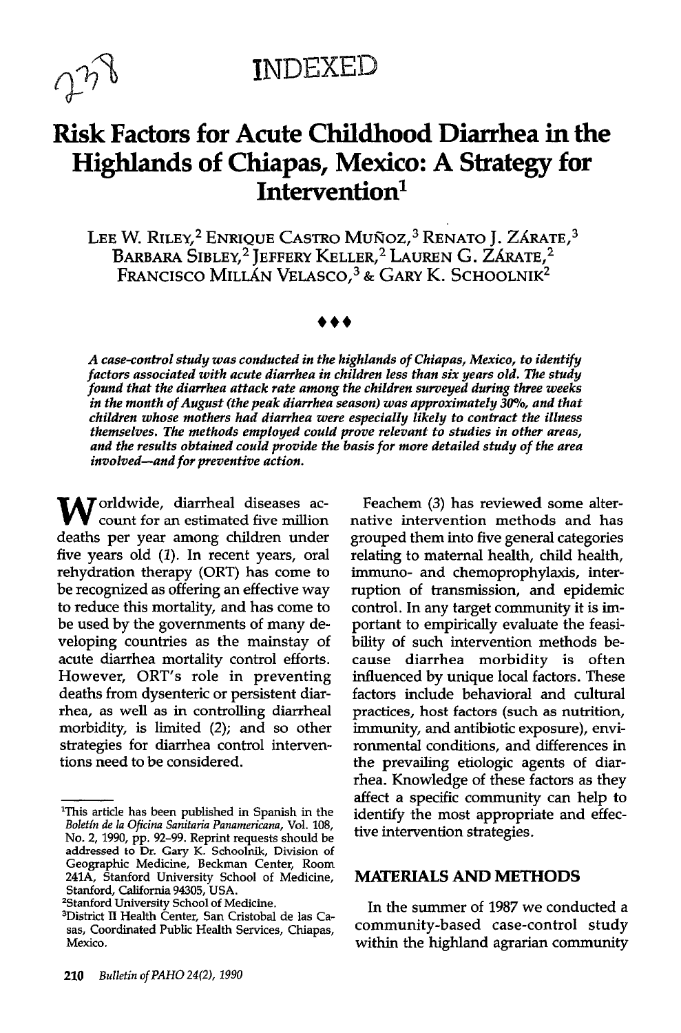INDEXED

# Risk Factors for Acute Childhood Diarrhea in the Highlands of Chiapas, Mexico: A Strategy for Intervention[1]

LEE W. RILEY,[2] ENRIQUE CASTRO MUÑOZ,[3] RENATO J. ZÁRATE,[3] BARBARA SIBLEY,[2] JEFFERY KELLER,[2] LAUREN G. ZÁRATE,[2] FRANCISCO MILLÁN VELASCO,[3] & GARY K. SCHOOLNIK[2]

♦♦♦

*A case-control study was conducted in the highlands of Chiapas, Mexico, to identify factors associated with acute diarrhea in children less than six years old. The study found that the diarrhea attack rate among the children surveyed during three weeks in the month of August (the peak diarrhea season) was approximately 30%, and that children whose mothers had diarrhea were especially likely to contract the illness themselves. The methods employed could prove relevant to studies in other areas, and the results obtained could provide the basis for more detailed study of the area involved—and for preventive action.*

Worldwide, diarrheal diseases account for an estimated five million deaths per year among children under five years old (1). In recent years, oral rehydration therapy (ORT) has come to be recognized as offering an effective way to reduce this mortality, and has come to be used by the governments of many developing countries as the mainstay of acute diarrhea mortality control efforts. However, ORT's role in preventing deaths from dysenteric or persistent diarrhea, as well as in controlling diarrheal morbidity, is limited (2); and so other strategies for diarrhea control interventions need to be considered.

Feachem (3) has reviewed some alternative intervention methods and has grouped them into five general categories relating to maternal health, child health, immuno- and chemoprophylaxis, interruption of transmission, and epidemic control. In any target community it is important to empirically evaluate the feasibility of such intervention methods because diarrhea morbidity is often influenced by unique local factors. These factors include behavioral and cultural practices, host factors (such as nutrition, immunity, and antibiotic exposure), environmental conditions, and differences in the prevailing etiologic agents of diarrhea. Knowledge of these factors as they affect a specific community can help to identify the most appropriate and effective intervention strategies.

## MATERIALS AND METHODS

In the summer of 1987 we conducted a community-based case-control study within the highland agrarian community

---

[1]This article has been published in Spanish in the *Boletín de la Oficina Sanitaria Panamericana*, Vol. 108, No. 2, 1990, pp. 92–99. Reprint requests should be addressed to Dr. Gary K. Schoolnik, Division of Geographic Medicine, Beckman Center, Room 241A, Stanford University School of Medicine, Stanford, California 94305, USA.

[2]Stanford University School of Medicine.

[3]District II Health Center, San Cristobal de las Casas, Coordinated Public Health Services, Chiapas, Mexico.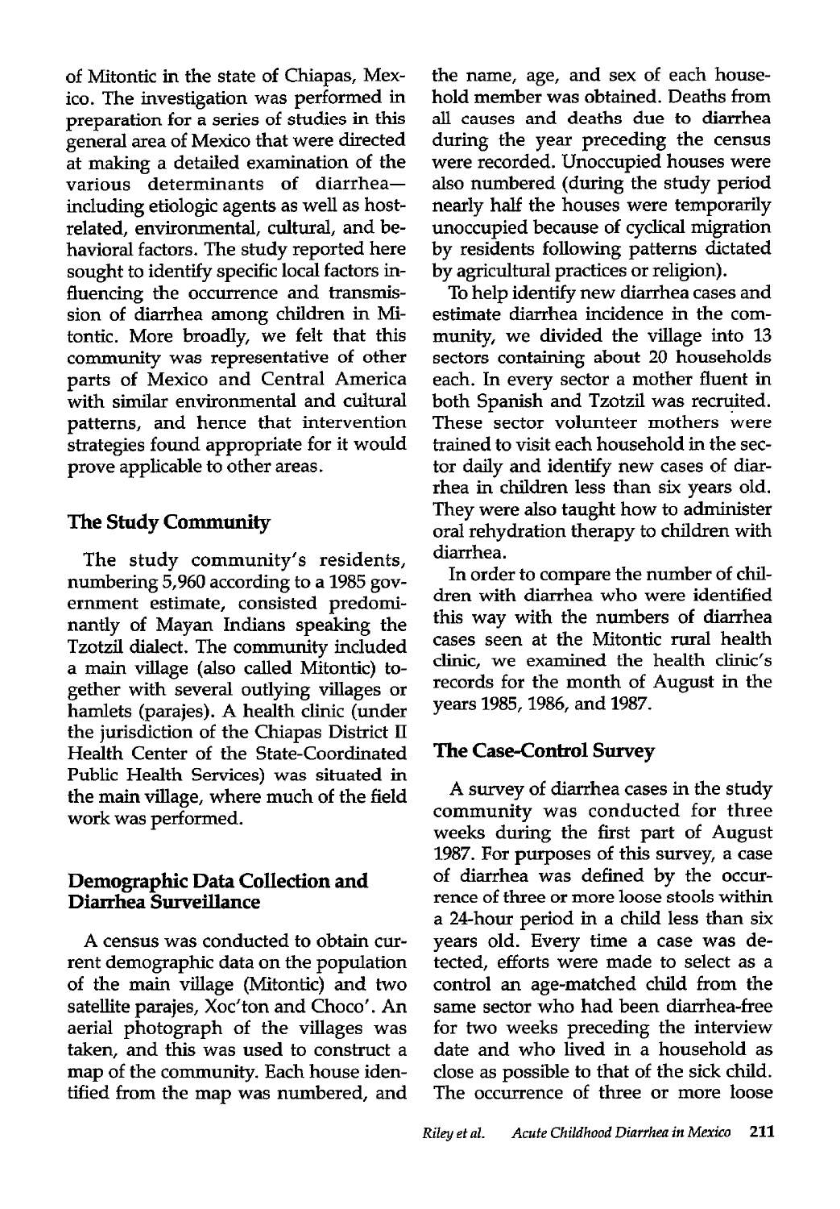of Mitontic in the state of Chiapas, Mexico. The investigation was performed in preparation for a series of studies in this general area of Mexico that were directed at making a detailed examination of the various determinants of diarrhea—including etiologic agents as well as host-related, environmental, cultural, and behavioral factors. The study reported here sought to identify specific local factors influencing the occurrence and transmission of diarrhea among children in Mitontic. More broadly, we felt that this community was representative of other parts of Mexico and Central America with similar environmental and cultural patterns, and hence that intervention strategies found appropriate for it would prove applicable to other areas.

## The Study Community

The study community's residents, numbering 5,960 according to a 1985 government estimate, consisted predominantly of Mayan Indians speaking the Tzotzil dialect. The community included a main village (also called Mitontic) together with several outlying villages or hamlets (parajes). A health clinic (under the jurisdiction of the Chiapas District II Health Center of the State-Coordinated Public Health Services) was situated in the main village, where much of the field work was performed.

## Demographic Data Collection and Diarrhea Surveillance

A census was conducted to obtain current demographic data on the population of the main village (Mitontic) and two satellite parajes, Xoc'ton and Choco'. An aerial photograph of the villages was taken, and this was used to construct a map of the community. Each house identified from the map was numbered, and the name, age, and sex of each household member was obtained. Deaths from all causes and deaths due to diarrhea during the year preceding the census were recorded. Unoccupied houses were also numbered (during the study period nearly half the houses were temporarily unoccupied because of cyclical migration by residents following patterns dictated by agricultural practices or religion).

To help identify new diarrhea cases and estimate diarrhea incidence in the community, we divided the village into 13 sectors containing about 20 households each. In every sector a mother fluent in both Spanish and Tzotzil was recruited. These sector volunteer mothers were trained to visit each household in the sector daily and identify new cases of diarrhea in children less than six years old. They were also taught how to administer oral rehydration therapy to children with diarrhea.

In order to compare the number of children with diarrhea who were identified this way with the numbers of diarrhea cases seen at the Mitontic rural health clinic, we examined the health clinic's records for the month of August in the years 1985, 1986, and 1987.

## The Case-Control Survey

A survey of diarrhea cases in the study community was conducted for three weeks during the first part of August 1987. For purposes of this survey, a case of diarrhea was defined by the occurrence of three or more loose stools within a 24-hour period in a child less than six years old. Every time a case was detected, efforts were made to select as a control an age-matched child from the same sector who had been diarrhea-free for two weeks preceding the interview date and who lived in a household as close as possible to that of the sick child. The occurrence of three or more loose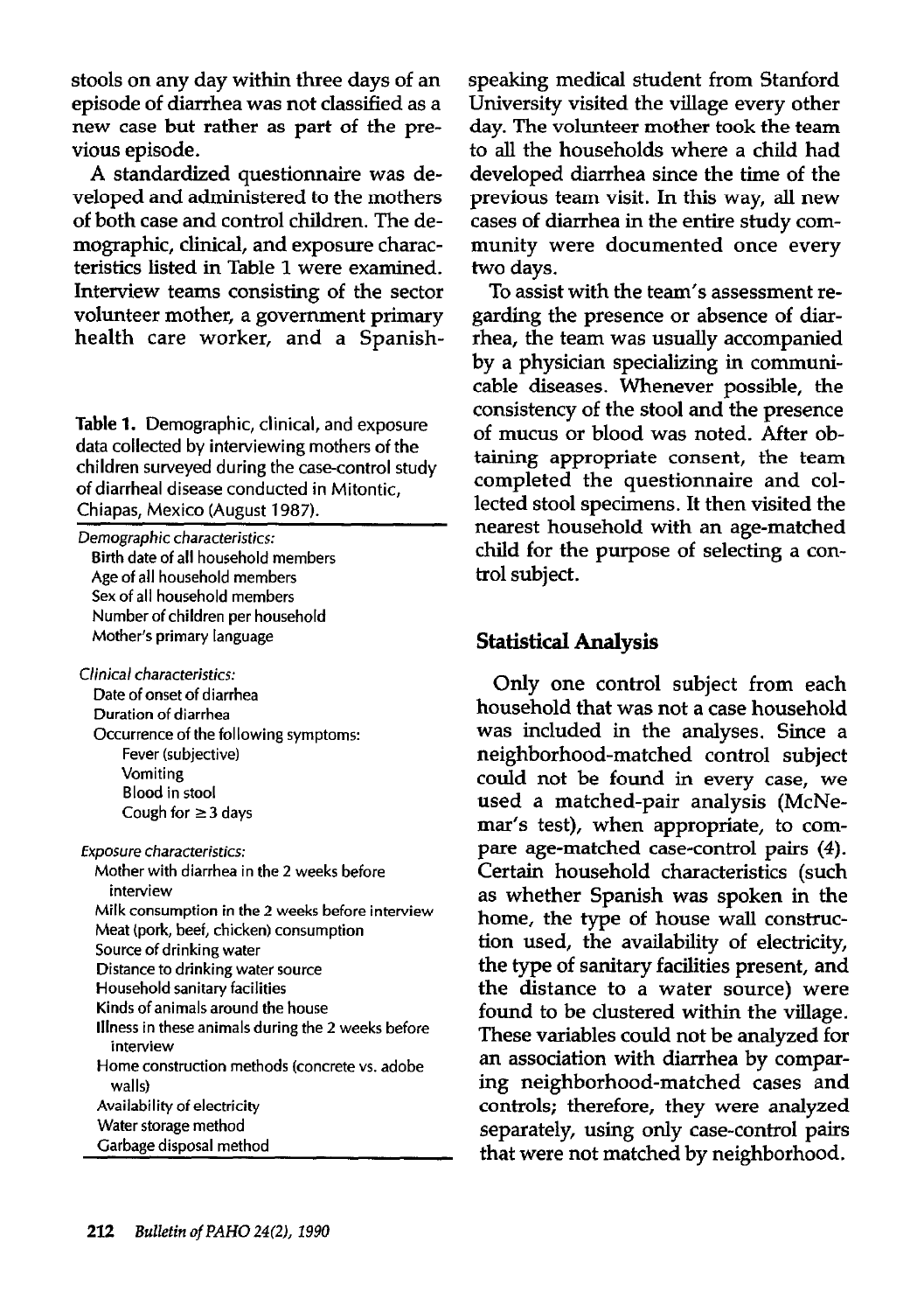stools on any day within three days of an episode of diarrhea was not classified as a new case but rather as part of the previous episode.

A standardized questionnaire was developed and administered to the mothers of both case and control children. The demographic, clinical, and exposure characteristics listed in Table 1 were examined. Interview teams consisting of the sector volunteer mother, a government primary health care worker, and a Spanish-speaking medical student from Stanford University visited the village every other day. The volunteer mother took the team to all the households where a child had developed diarrhea since the time of the previous team visit. In this way, all new cases of diarrhea in the entire study community were documented once every two days.

**Table 1.** Demographic, clinical, and exposure data collected by interviewing mothers of the children surveyed during the case-control study of diarrheal disease conducted in Mitontic, Chiapas, Mexico (August 1987).

*Demographic characteristics:*
- Birth date of all household members
- Age of all household members
- Sex of all household members
- Number of children per household
- Mother's primary language

*Clinical characteristics:*
- Date of onset of diarrhea
- Duration of diarrhea
- Occurrence of the following symptoms:
  - Fever (subjective)
  - Vomiting
  - Blood in stool
  - Cough for ≥ 3 days

*Exposure characteristics:*
- Mother with diarrhea in the 2 weeks before interview
- Milk consumption in the 2 weeks before interview
- Meat (pork, beef, chicken) consumption
- Source of drinking water
- Distance to drinking water source
- Household sanitary facilities
- Kinds of animals around the house
- Illness in these animals during the 2 weeks before interview
- Home construction methods (concrete vs. adobe walls)
- Availability of electricity
- Water storage method
- Garbage disposal method

To assist with the team's assessment regarding the presence or absence of diarrhea, the team was usually accompanied by a physician specializing in communicable diseases. Whenever possible, the consistency of the stool and the presence of mucus or blood was noted. After obtaining appropriate consent, the team completed the questionnaire and collected stool specimens. It then visited the nearest household with an age-matched child for the purpose of selecting a control subject.

## Statistical Analysis

Only one control subject from each household that was not a case household was included in the analyses. Since a neighborhood-matched control subject could not be found in every case, we used a matched-pair analysis (McNemar's test), when appropriate, to compare age-matched case-control pairs (4). Certain household characteristics (such as whether Spanish was spoken in the home, the type of house wall construction used, the availability of electricity, the type of sanitary facilities present, and the distance to a water source) were found to be clustered within the village. These variables could not be analyzed for an association with diarrhea by comparing neighborhood-matched cases and controls; therefore, they were analyzed separately, using only case-control pairs that were not matched by neighborhood.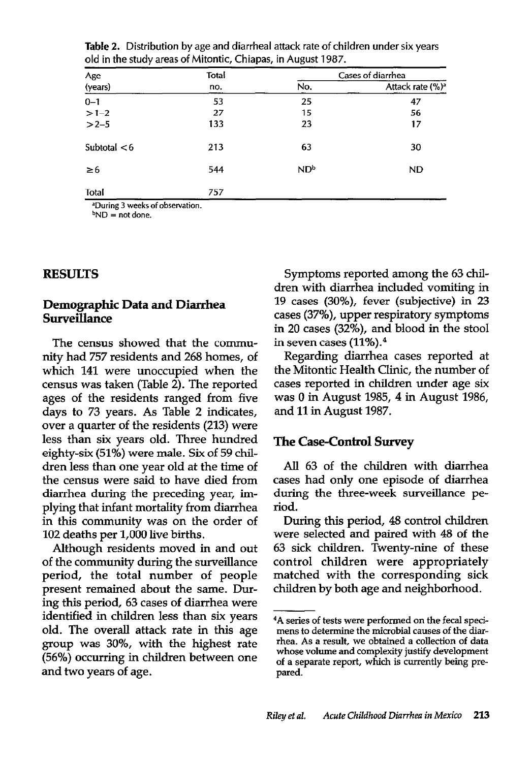**Table 2.** Distribution by age and diarrheal attack rate of children under six years old in the study areas of Mitontic, Chiapas, in August 1987.

| Age (years) | Total no. | Cases of diarrhea | |
|---|---|---|---|
| | | No. | Attack rate (%)[a] |
| 0–1 | 53 | 25 | 47 |
| >1–2 | 27 | 15 | 56 |
| >2–5 | 133 | 23 | 17 |
| Subtotal <6 | 213 | 63 | 30 |
| ≥6 | 544 | ND[b] | ND |
| Total | 757 | | |

[a]During 3 weeks of observation.
[b]ND = not done.

## RESULTS

### Demographic Data and Diarrhea Surveillance

The census showed that the community had 757 residents and 268 homes, of which 141 were unoccupied when the census was taken (Table 2). The reported ages of the residents ranged from five days to 73 years. As Table 2 indicates, over a quarter of the residents (213) were less than six years old. Three hundred eighty-six (51%) were male. Six of 59 children less than one year old at the time of the census were said to have died from diarrhea during the preceding year, implying that infant mortality from diarrhea in this community was on the order of 102 deaths per 1,000 live births.

Although residents moved in and out of the community during the surveillance period, the total number of people present remained about the same. During this period, 63 cases of diarrhea were identified in children less than six years old. The overall attack rate in this age group was 30%, with the highest rate (56%) occurring in children between one and two years of age.

Symptoms reported among the 63 children with diarrhea included vomiting in 19 cases (30%), fever (subjective) in 23 cases (37%), upper respiratory symptoms in 20 cases (32%), and blood in the stool in seven cases (11%).[4]

Regarding diarrhea cases reported at the Mitontic Health Clinic, the number of cases reported in children under age six was 0 in August 1985, 4 in August 1986, and 11 in August 1987.

### The Case-Control Survey

All 63 of the children with diarrhea cases had only one episode of diarrhea during the three-week surveillance period.

During this period, 48 control children were selected and paired with 48 of the 63 sick children. Twenty-nine of these control children were appropriately matched with the corresponding sick children by both age and neighborhood.

[4]A series of tests were performed on the fecal specimens to determine the microbial causes of the diarrhea. As a result, we obtained a collection of data whose volume and complexity justify development of a separate report, which is currently being prepared.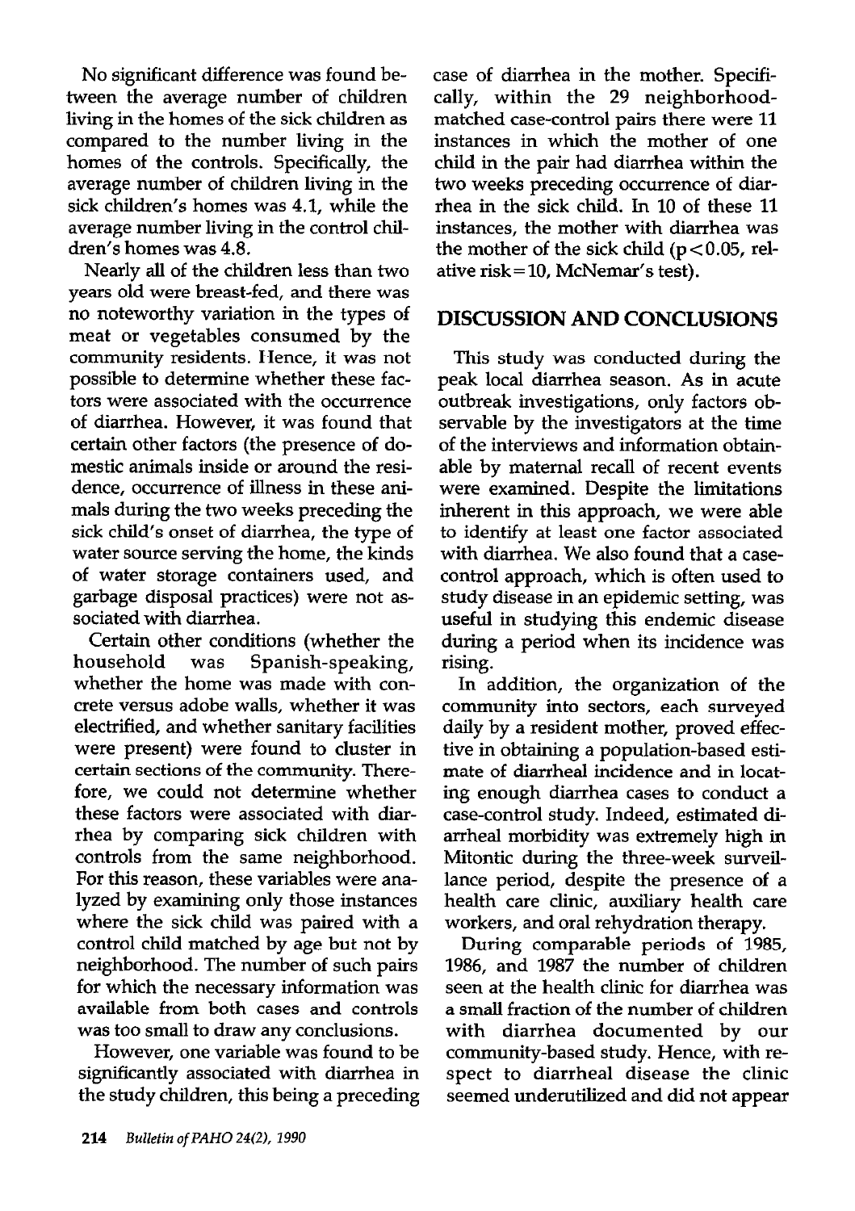No significant difference was found between the average number of children living in the homes of the sick children as compared to the number living in the homes of the controls. Specifically, the average number of children living in the sick children's homes was 4.1, while the average number living in the control children's homes was 4.8.

Nearly all of the children less than two years old were breast-fed, and there was no noteworthy variation in the types of meat or vegetables consumed by the community residents. Hence, it was not possible to determine whether these factors were associated with the occurrence of diarrhea. However, it was found that certain other factors (the presence of domestic animals inside or around the residence, occurrence of illness in these animals during the two weeks preceding the sick child's onset of diarrhea, the type of water source serving the home, the kinds of water storage containers used, and garbage disposal practices) were not associated with diarrhea.

Certain other conditions (whether the household was Spanish-speaking, whether the home was made with concrete versus adobe walls, whether it was electrified, and whether sanitary facilities were present) were found to cluster in certain sections of the community. Therefore, we could not determine whether these factors were associated with diarrhea by comparing sick children with controls from the same neighborhood. For this reason, these variables were analyzed by examining only those instances where the sick child was paired with a control child matched by age but not by neighborhood. The number of such pairs for which the necessary information was available from both cases and controls was too small to draw any conclusions.

However, one variable was found to be significantly associated with diarrhea in the study children, this being a preceding case of diarrhea in the mother. Specifically, within the 29 neighborhood-matched case-control pairs there were 11 instances in which the mother of one child in the pair had diarrhea within the two weeks preceding occurrence of diarrhea in the sick child. In 10 of these 11 instances, the mother with diarrhea was the mother of the sick child ($p < 0.05$, relative risk = 10, McNemar's test).

## DISCUSSION AND CONCLUSIONS

This study was conducted during the peak local diarrhea season. As in acute outbreak investigations, only factors observable by the investigators at the time of the interviews and information obtainable by maternal recall of recent events were examined. Despite the limitations inherent in this approach, we were able to identify at least one factor associated with diarrhea. We also found that a case-control approach, which is often used to study disease in an epidemic setting, was useful in studying this endemic disease during a period when its incidence was rising.

In addition, the organization of the community into sectors, each surveyed daily by a resident mother, proved effective in obtaining a population-based estimate of diarrheal incidence and in locating enough diarrhea cases to conduct a case-control study. Indeed, estimated diarrheal morbidity was extremely high in Mitontic during the three-week surveillance period, despite the presence of a health care clinic, auxiliary health care workers, and oral rehydration therapy.

During comparable periods of 1985, 1986, and 1987 the number of children seen at the health clinic for diarrhea was a small fraction of the number of children with diarrhea documented by our community-based study. Hence, with respect to diarrheal disease the clinic seemed underutilized and did not appear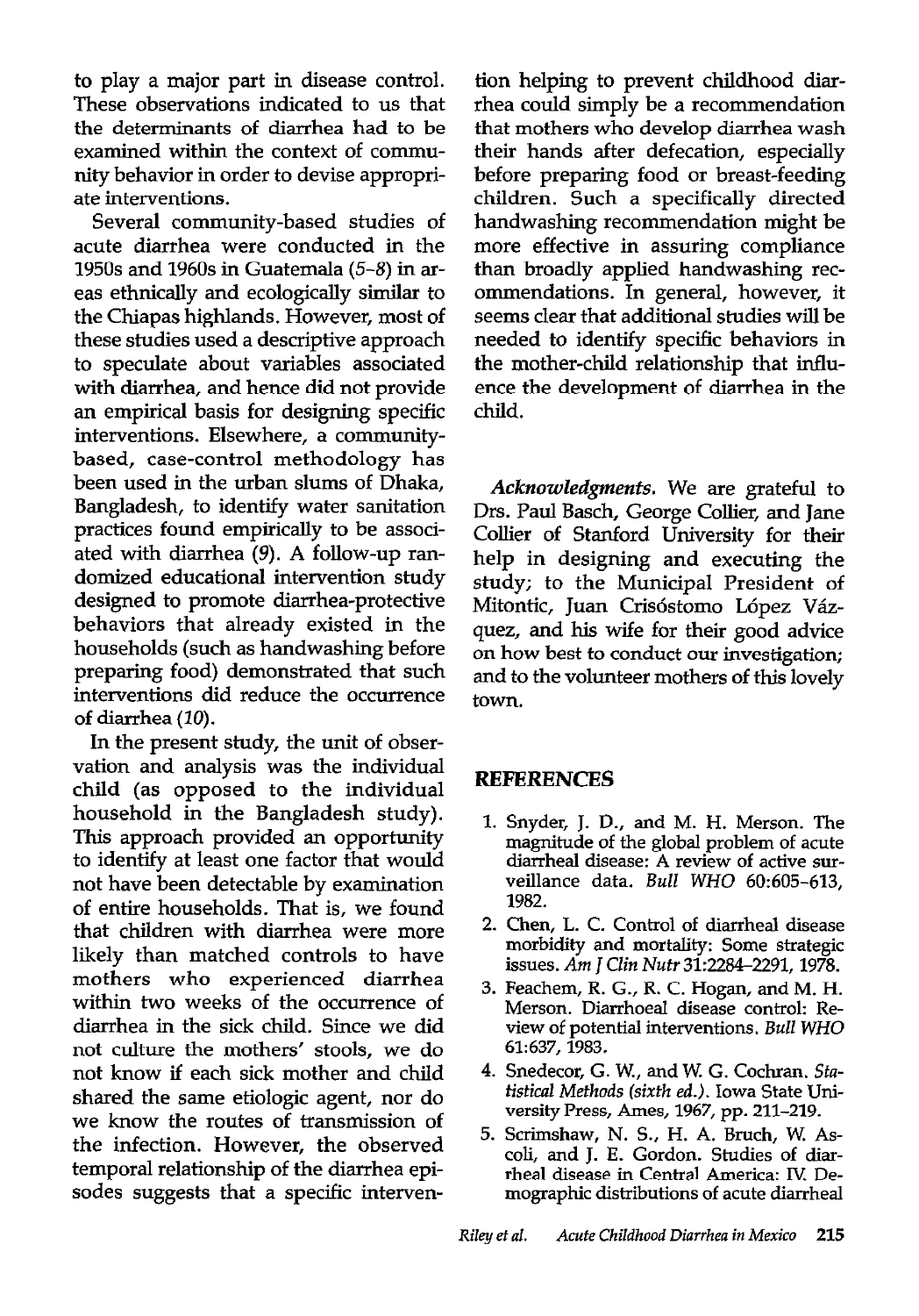to play a major part in disease control. These observations indicated to us that the determinants of diarrhea had to be examined within the context of community behavior in order to devise appropriate interventions.

Several community-based studies of acute diarrhea were conducted in the 1950s and 1960s in Guatemala (*5–8*) in areas ethnically and ecologically similar to the Chiapas highlands. However, most of these studies used a descriptive approach to speculate about variables associated with diarrhea, and hence did not provide an empirical basis for designing specific interventions. Elsewhere, a community-based, case-control methodology has been used in the urban slums of Dhaka, Bangladesh, to identify water sanitation practices found empirically to be associated with diarrhea (*9*). A follow-up randomized educational intervention study designed to promote diarrhea-protective behaviors that already existed in the households (such as handwashing before preparing food) demonstrated that such interventions did reduce the occurrence of diarrhea (*10*).

In the present study, the unit of observation and analysis was the individual child (as opposed to the individual household in the Bangladesh study). This approach provided an opportunity to identify at least one factor that would not have been detectable by examination of entire households. That is, we found that children with diarrhea were more likely than matched controls to have mothers who experienced diarrhea within two weeks of the occurrence of diarrhea in the sick child. Since we did not culture the mothers' stools, we do not know if each sick mother and child shared the same etiologic agent, nor do we know the routes of transmission of the infection. However, the observed temporal relationship of the diarrhea episodes suggests that a specific intervention helping to prevent childhood diarrhea could simply be a recommendation that mothers who develop diarrhea wash their hands after defecation, especially before preparing food or breast-feeding children. Such a specifically directed handwashing recommendation might be more effective in assuring compliance than broadly applied handwashing recommendations. In general, however, it seems clear that additional studies will be needed to identify specific behaviors in the mother-child relationship that influence the development of diarrhea in the child.

***Acknowledgments.*** We are grateful to Drs. Paul Basch, George Collier, and Jane Collier of Stanford University for their help in designing and executing the study; to the Municipal President of Mitontic, Juan Crisóstomo López Vázquez, and his wife for their good advice on how best to conduct our investigation; and to the volunteer mothers of this lovely town.

## REFERENCES

1. Snyder, J. D., and M. H. Merson. The magnitude of the global problem of acute diarrheal disease: A review of active surveillance data. *Bull WHO* 60:605–613, 1982.
2. Chen, L. C. Control of diarrheal disease morbidity and mortality: Some strategic issues. *Am J Clin Nutr* 31:2284–2291, 1978.
3. Feachem, R. G., R. C. Hogan, and M. H. Merson. Diarrhoeal disease control: Review of potential interventions. *Bull WHO* 61:637, 1983.
4. Snedecor, G. W., and W. G. Cochran. *Statistical Methods (sixth ed.)*. Iowa State University Press, Ames, 1967, pp. 211–219.
5. Scrimshaw, N. S., H. A. Bruch, W. Ascoli, and J. E. Gordon. Studies of diarrheal disease in Central America: IV. Demographic distributions of acute diarrheal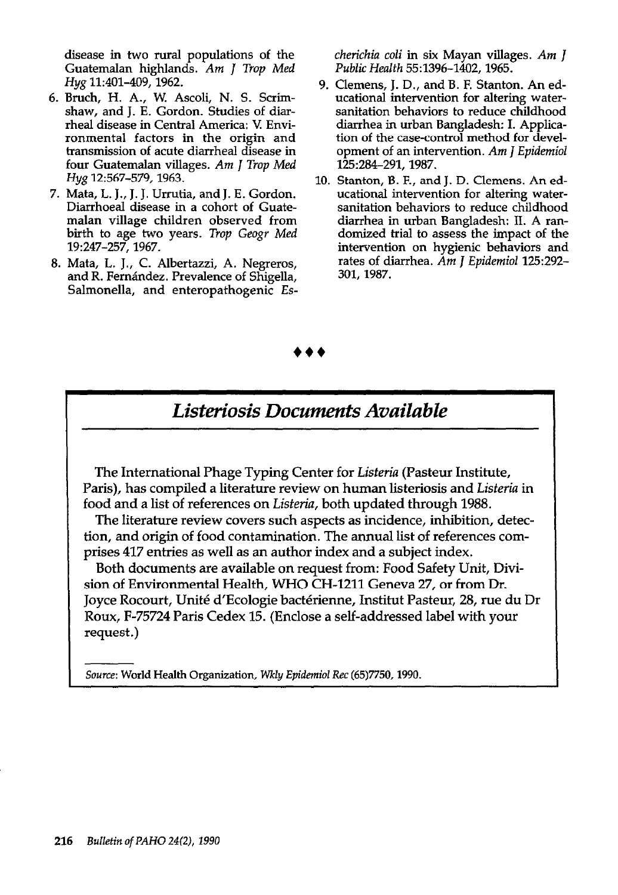disease in two rural populations of the Guatemalan highlands. *Am J Trop Med Hyg* 11:401–409, 1962.

6. Bruch, H. A., W. Ascoli, N. S. Scrimshaw, and J. E. Gordon. Studies of diarrheal disease in Central America: V. Environmental factors in the origin and transmission of acute diarrheal disease in four Guatemalan villages. *Am J Trop Med Hyg* 12:567–579, 1963.
7. Mata, L. J., J. J. Urrutia, and J. E. Gordon. Diarrhoeal disease in a cohort of Guatemalan village children observed from birth to age two years. *Trop Geogr Med* 19:247–257, 1967.
8. Mata, L. J., C. Albertazzi, A. Negreros, and R. Fernández. Prevalence of Shigella, Salmonella, and enteropathogenic *Escherichia coli* in six Mayan villages. *Am J Public Health* 55:1396–1402, 1965.
9. Clemens, J. D., and B. F. Stanton. An educational intervention for altering water-sanitation behaviors to reduce childhood diarrhea in urban Bangladesh: I. Application of the case-control method for development of an intervention. *Am J Epidemiol* 125:284–291, 1987.
10. Stanton, B. F., and J. D. Clemens. An educational intervention for altering water-sanitation behaviors to reduce childhood diarrhea in urban Bangladesh: II. A randomized trial to assess the impact of the intervention on hygienic behaviors and rates of diarrhea. *Am J Epidemiol* 125:292–301, 1987.

♦♦♦

## *Listeriosis Documents Available*

The International Phage Typing Center for *Listeria* (Pasteur Institute, Paris), has compiled a literature review on human listeriosis and *Listeria* in food and a list of references on *Listeria*, both updated through 1988.

The literature review covers such aspects as incidence, inhibition, detection, and origin of food contamination. The annual list of references comprises 417 entries as well as an author index and a subject index.

Both documents are available on request from: Food Safety Unit, Division of Environmental Health, WHO CH-1211 Geneva 27, or from Dr. Joyce Rocourt, Unité d'Ecologie bactérienne, Institut Pasteur, 28, rue du Dr Roux, F-75724 Paris Cedex 15. (Enclose a self-addressed label with your request.)

*Source:* World Health Organization, *Wkly Epidemiol Rec* (65)7750, 1990.